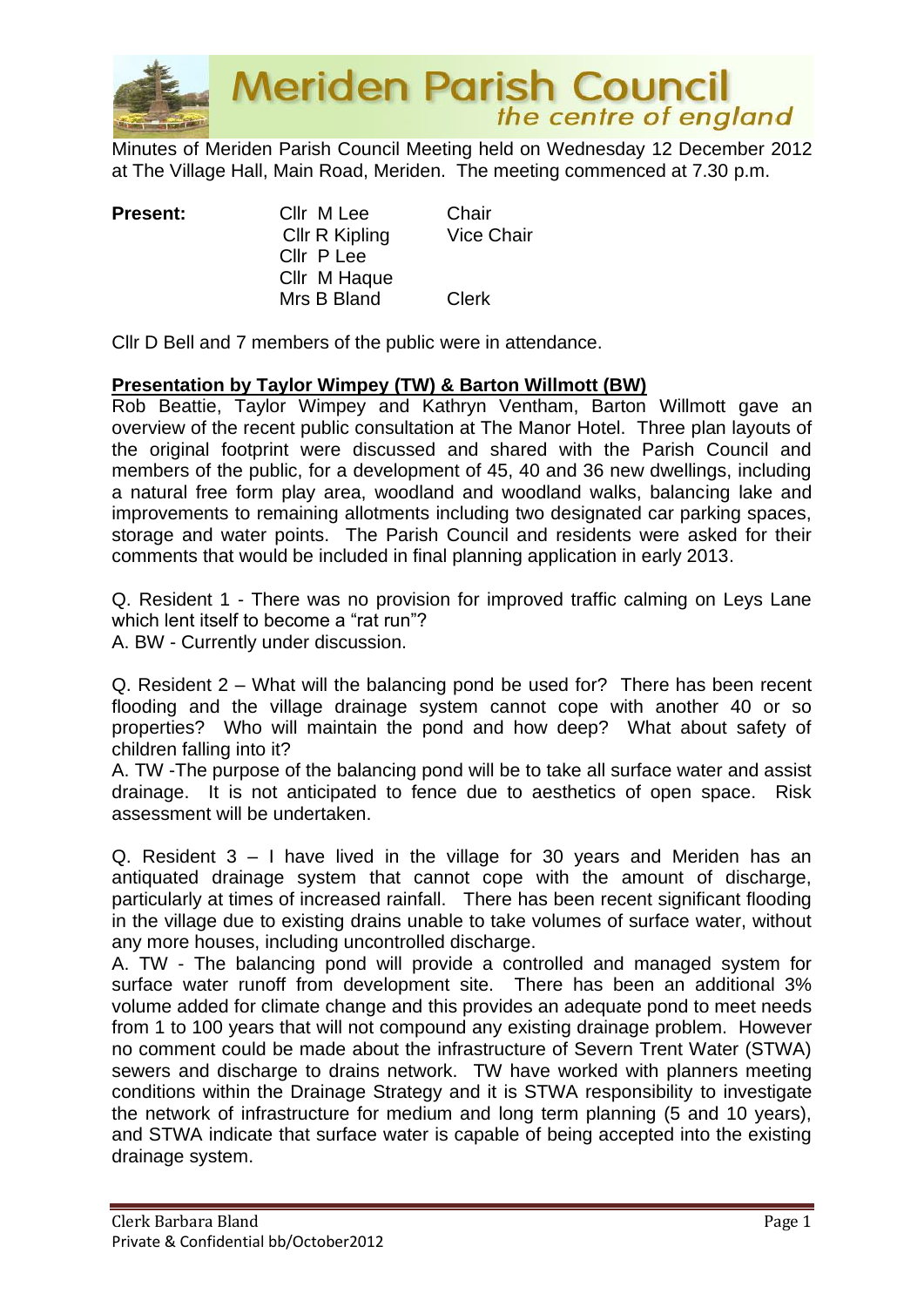# Meriden Parish Council
*the centre of england*

Minutes of Meriden Parish Council Meeting held on Wednesday 12 December 2012 at The Village Hall, Main Road, Meriden. The meeting commenced at 7.30 p.m.

| **Present:** | Cllr M Lee | Chair |
|---|---|---|
| | Cllr R Kipling | Vice Chair |
| | Cllr P Lee | |
| | Cllr M Haque | |
| | Mrs B Bland | Clerk |

Cllr D Bell and 7 members of the public were in attendance.

**Presentation by Taylor Wimpey (TW) & Barton Willmott (BW)**

Rob Beattie, Taylor Wimpey and Kathryn Ventham, Barton Willmott gave an overview of the recent public consultation at The Manor Hotel. Three plan layouts of the original footprint were discussed and shared with the Parish Council and members of the public, for a development of 45, 40 and 36 new dwellings, including a natural free form play area, woodland and woodland walks, balancing lake and improvements to remaining allotments including two designated car parking spaces, storage and water points. The Parish Council and residents were asked for their comments that would be included in final planning application in early 2013.

Q. Resident 1 - There was no provision for improved traffic calming on Leys Lane which lent itself to become a "rat run"?
A. BW - Currently under discussion.

Q. Resident 2 – What will the balancing pond be used for? There has been recent flooding and the village drainage system cannot cope with another 40 or so properties? Who will maintain the pond and how deep? What about safety of children falling into it?
A. TW -The purpose of the balancing pond will be to take all surface water and assist drainage. It is not anticipated to fence due to aesthetics of open space. Risk assessment will be undertaken.

Q. Resident 3 – I have lived in the village for 30 years and Meriden has an antiquated drainage system that cannot cope with the amount of discharge, particularly at times of increased rainfall. There has been recent significant flooding in the village due to existing drains unable to take volumes of surface water, without any more houses, including uncontrolled discharge.
A. TW - The balancing pond will provide a controlled and managed system for surface water runoff from development site. There has been an additional 3% volume added for climate change and this provides an adequate pond to meet needs from 1 to 100 years that will not compound any existing drainage problem. However no comment could be made about the infrastructure of Severn Trent Water (STWA) sewers and discharge to drains network. TW have worked with planners meeting conditions within the Drainage Strategy and it is STWA responsibility to investigate the network of infrastructure for medium and long term planning (5 and 10 years), and STWA indicate that surface water is capable of being accepted into the existing drainage system.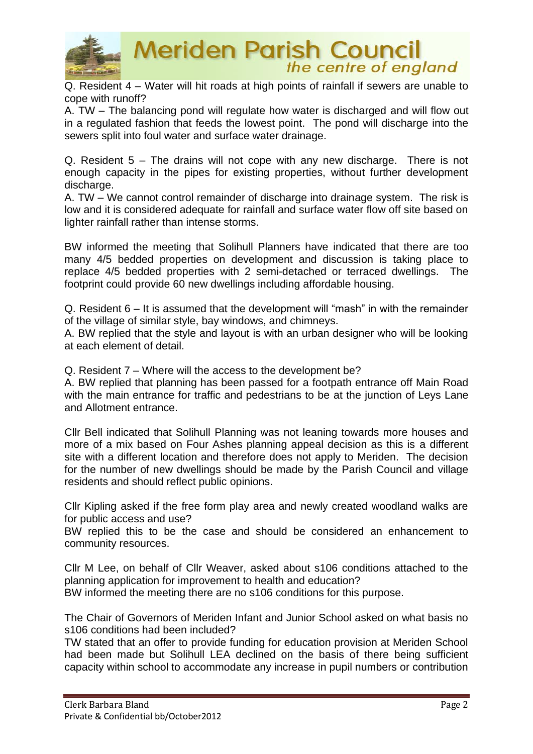Q. Resident 4 – Water will hit roads at high points of rainfall if sewers are unable to cope with runoff?

A. TW – The balancing pond will regulate how water is discharged and will flow out in a regulated fashion that feeds the lowest point. The pond will discharge into the sewers split into foul water and surface water drainage.

Q. Resident 5 – The drains will not cope with any new discharge. There is not enough capacity in the pipes for existing properties, without further development discharge.

A. TW – We cannot control remainder of discharge into drainage system. The risk is low and it is considered adequate for rainfall and surface water flow off site based on lighter rainfall rather than intense storms.

BW informed the meeting that Solihull Planners have indicated that there are too many 4/5 bedded properties on development and discussion is taking place to replace 4/5 bedded properties with 2 semi-detached or terraced dwellings. The footprint could provide 60 new dwellings including affordable housing.

Q. Resident 6 – It is assumed that the development will "mash" in with the remainder of the village of similar style, bay windows, and chimneys.

A. BW replied that the style and layout is with an urban designer who will be looking at each element of detail.

Q. Resident 7 – Where will the access to the development be?

A. BW replied that planning has been passed for a footpath entrance off Main Road with the main entrance for traffic and pedestrians to be at the junction of Leys Lane and Allotment entrance.

Cllr Bell indicated that Solihull Planning was not leaning towards more houses and more of a mix based on Four Ashes planning appeal decision as this is a different site with a different location and therefore does not apply to Meriden. The decision for the number of new dwellings should be made by the Parish Council and village residents and should reflect public opinions.

Cllr Kipling asked if the free form play area and newly created woodland walks are for public access and use?

BW replied this to be the case and should be considered an enhancement to community resources.

Cllr M Lee, on behalf of Cllr Weaver, asked about s106 conditions attached to the planning application for improvement to health and education?

BW informed the meeting there are no s106 conditions for this purpose.

The Chair of Governors of Meriden Infant and Junior School asked on what basis no s106 conditions had been included?

TW stated that an offer to provide funding for education provision at Meriden School had been made but Solihull LEA declined on the basis of there being sufficient capacity within school to accommodate any increase in pupil numbers or contribution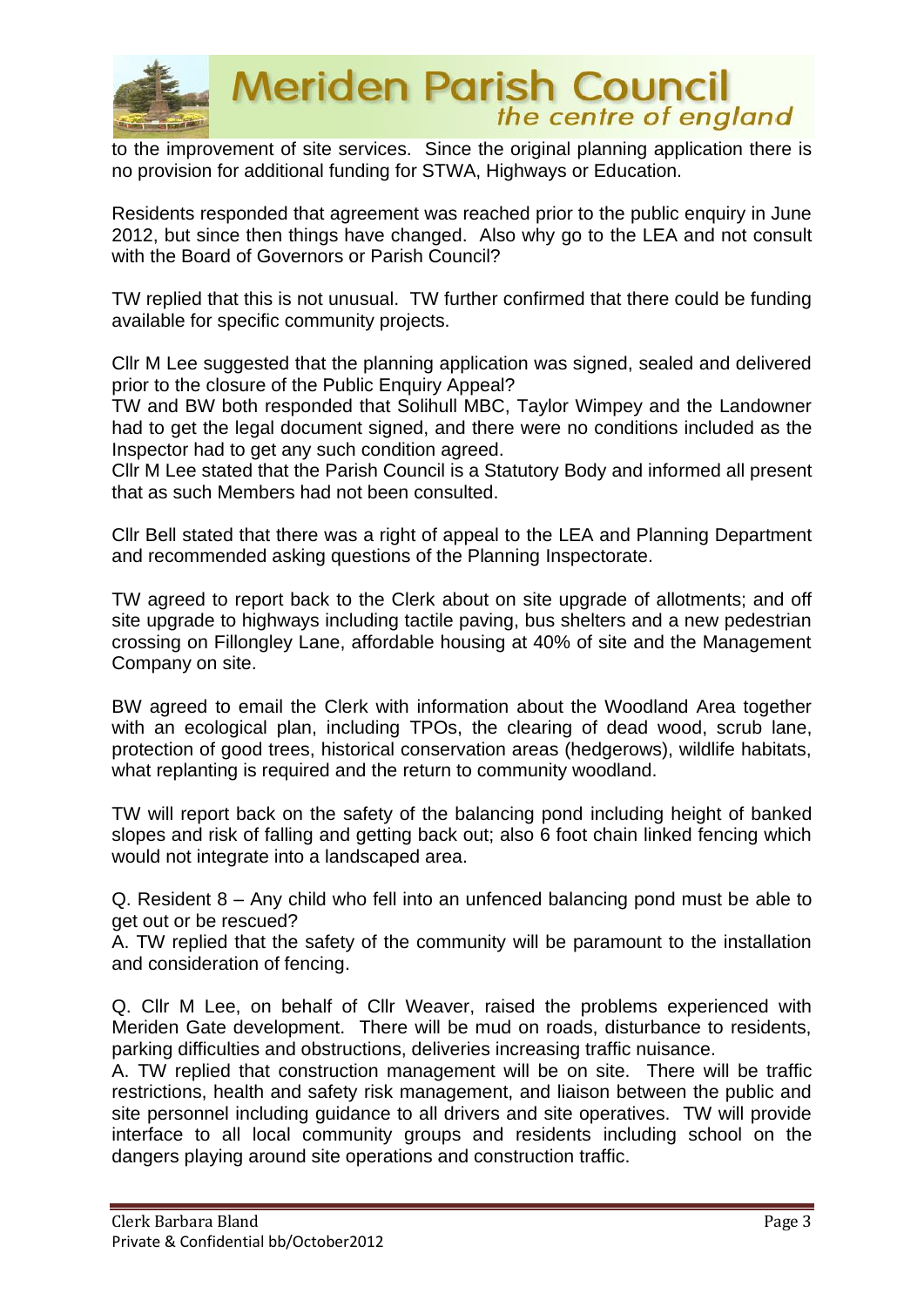to the improvement of site services. Since the original planning application there is no provision for additional funding for STWA, Highways or Education.

Residents responded that agreement was reached prior to the public enquiry in June 2012, but since then things have changed. Also why go to the LEA and not consult with the Board of Governors or Parish Council?

TW replied that this is not unusual. TW further confirmed that there could be funding available for specific community projects.

Cllr M Lee suggested that the planning application was signed, sealed and delivered prior to the closure of the Public Enquiry Appeal?
TW and BW both responded that Solihull MBC, Taylor Wimpey and the Landowner had to get the legal document signed, and there were no conditions included as the Inspector had to get any such condition agreed.
Cllr M Lee stated that the Parish Council is a Statutory Body and informed all present that as such Members had not been consulted.

Cllr Bell stated that there was a right of appeal to the LEA and Planning Department and recommended asking questions of the Planning Inspectorate.

TW agreed to report back to the Clerk about on site upgrade of allotments; and off site upgrade to highways including tactile paving, bus shelters and a new pedestrian crossing on Fillongley Lane, affordable housing at 40% of site and the Management Company on site.

BW agreed to email the Clerk with information about the Woodland Area together with an ecological plan, including TPOs, the clearing of dead wood, scrub lane, protection of good trees, historical conservation areas (hedgerows), wildlife habitats, what replanting is required and the return to community woodland.

TW will report back on the safety of the balancing pond including height of banked slopes and risk of falling and getting back out; also 6 foot chain linked fencing which would not integrate into a landscaped area.

Q. Resident 8 – Any child who fell into an unfenced balancing pond must be able to get out or be rescued?
A. TW replied that the safety of the community will be paramount to the installation and consideration of fencing.

Q. Cllr M Lee, on behalf of Cllr Weaver, raised the problems experienced with Meriden Gate development. There will be mud on roads, disturbance to residents, parking difficulties and obstructions, deliveries increasing traffic nuisance.
A. TW replied that construction management will be on site. There will be traffic restrictions, health and safety risk management, and liaison between the public and site personnel including guidance to all drivers and site operatives. TW will provide interface to all local community groups and residents including school on the dangers playing around site operations and construction traffic.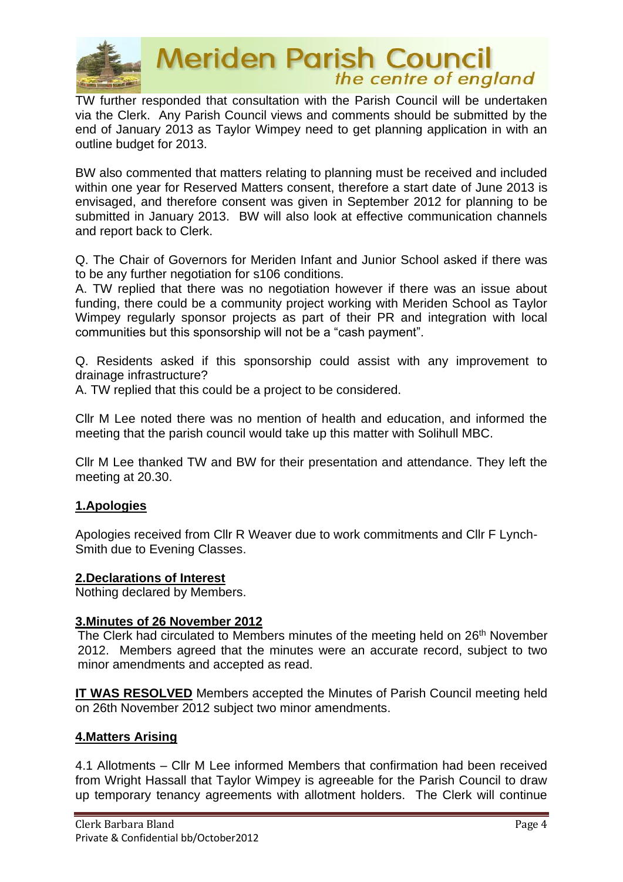TW further responded that consultation with the Parish Council will be undertaken via the Clerk. Any Parish Council views and comments should be submitted by the end of January 2013 as Taylor Wimpey need to get planning application in with an outline budget for 2013.

BW also commented that matters relating to planning must be received and included within one year for Reserved Matters consent, therefore a start date of June 2013 is envisaged, and therefore consent was given in September 2012 for planning to be submitted in January 2013. BW will also look at effective communication channels and report back to Clerk.

Q. The Chair of Governors for Meriden Infant and Junior School asked if there was to be any further negotiation for s106 conditions.
A. TW replied that there was no negotiation however if there was an issue about funding, there could be a community project working with Meriden School as Taylor Wimpey regularly sponsor projects as part of their PR and integration with local communities but this sponsorship will not be a "cash payment".

Q. Residents asked if this sponsorship could assist with any improvement to drainage infrastructure?
A. TW replied that this could be a project to be considered.

Cllr M Lee noted there was no mention of health and education, and informed the meeting that the parish council would take up this matter with Solihull MBC.

Cllr M Lee thanked TW and BW for their presentation and attendance. They left the meeting at 20.30.

## 1.Apologies

Apologies received from Cllr R Weaver due to work commitments and Cllr F Lynch-Smith due to Evening Classes.

## 2.Declarations of Interest

Nothing declared by Members.

## 3.Minutes of 26 November 2012

The Clerk had circulated to Members minutes of the meeting held on 26th November 2012. Members agreed that the minutes were an accurate record, subject to two minor amendments and accepted as read.

**IT WAS RESOLVED** Members accepted the Minutes of Parish Council meeting held on 26th November 2012 subject two minor amendments.

## 4.Matters Arising

4.1 Allotments – Cllr M Lee informed Members that confirmation had been received from Wright Hassall that Taylor Wimpey is agreeable for the Parish Council to draw up temporary tenancy agreements with allotment holders. The Clerk will continue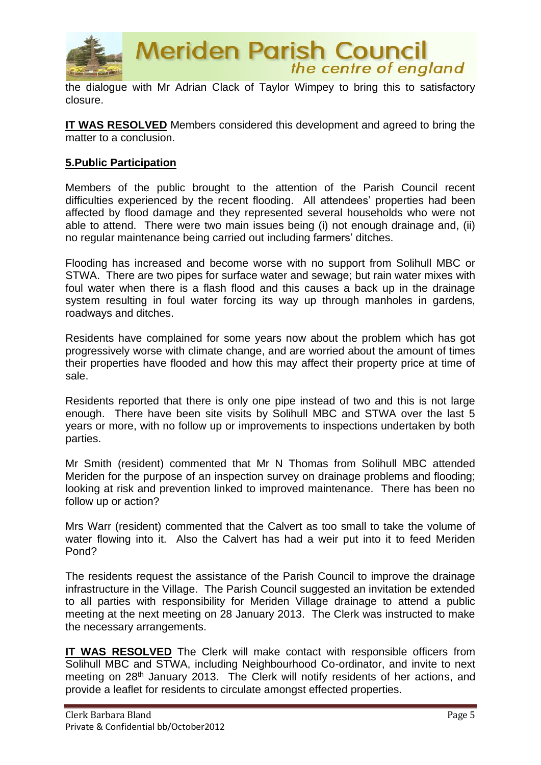the dialogue with Mr Adrian Clack of Taylor Wimpey to bring this to satisfactory closure.

**IT WAS RESOLVED** Members considered this development and agreed to bring the matter to a conclusion.

## 5.Public Participation

Members of the public brought to the attention of the Parish Council recent difficulties experienced by the recent flooding. All attendees' properties had been affected by flood damage and they represented several households who were not able to attend. There were two main issues being (i) not enough drainage and, (ii) no regular maintenance being carried out including farmers' ditches.

Flooding has increased and become worse with no support from Solihull MBC or STWA. There are two pipes for surface water and sewage; but rain water mixes with foul water when there is a flash flood and this causes a back up in the drainage system resulting in foul water forcing its way up through manholes in gardens, roadways and ditches.

Residents have complained for some years now about the problem which has got progressively worse with climate change, and are worried about the amount of times their properties have flooded and how this may affect their property price at time of sale.

Residents reported that there is only one pipe instead of two and this is not large enough. There have been site visits by Solihull MBC and STWA over the last 5 years or more, with no follow up or improvements to inspections undertaken by both parties.

Mr Smith (resident) commented that Mr N Thomas from Solihull MBC attended Meriden for the purpose of an inspection survey on drainage problems and flooding; looking at risk and prevention linked to improved maintenance. There has been no follow up or action?

Mrs Warr (resident) commented that the Calvert as too small to take the volume of water flowing into it. Also the Calvert has had a weir put into it to feed Meriden Pond?

The residents request the assistance of the Parish Council to improve the drainage infrastructure in the Village. The Parish Council suggested an invitation be extended to all parties with responsibility for Meriden Village drainage to attend a public meeting at the next meeting on 28 January 2013. The Clerk was instructed to make the necessary arrangements.

**IT WAS RESOLVED** The Clerk will make contact with responsible officers from Solihull MBC and STWA, including Neighbourhood Co-ordinator, and invite to next meeting on 28th January 2013. The Clerk will notify residents of her actions, and provide a leaflet for residents to circulate amongst effected properties.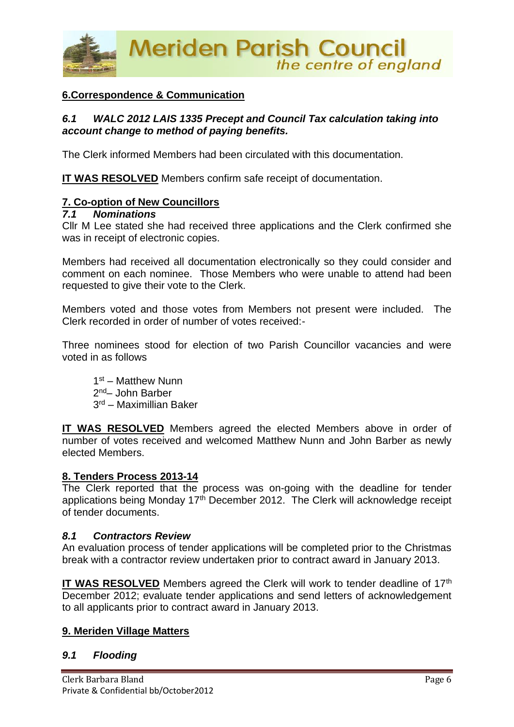## 6. Correspondence & Communication

### *6.1 WALC 2012 LAIS 1335 Precept and Council Tax calculation taking into account change to method of paying benefits.*

The Clerk informed Members had been circulated with this documentation.

**IT WAS RESOLVED** Members confirm safe receipt of documentation.

## 7. Co-option of New Councillors

### *7.1 Nominations*

Cllr M Lee stated she had received three applications and the Clerk confirmed she was in receipt of electronic copies.

Members had received all documentation electronically so they could consider and comment on each nominee. Those Members who were unable to attend had been requested to give their vote to the Clerk.

Members voted and those votes from Members not present were included. The Clerk recorded in order of number of votes received:-

Three nominees stood for election of two Parish Councillor vacancies and were voted in as follows

1st – Matthew Nunn
2nd– John Barber
3rd – Maximillian Baker

**IT WAS RESOLVED** Members agreed the elected Members above in order of number of votes received and welcomed Matthew Nunn and John Barber as newly elected Members.

## 8. Tenders Process 2013-14

The Clerk reported that the process was on-going with the deadline for tender applications being Monday 17th December 2012. The Clerk will acknowledge receipt of tender documents.

### *8.1 Contractors Review*

An evaluation process of tender applications will be completed prior to the Christmas break with a contractor review undertaken prior to contract award in January 2013.

**IT WAS RESOLVED** Members agreed the Clerk will work to tender deadline of 17th December 2012; evaluate tender applications and send letters of acknowledgement to all applicants prior to contract award in January 2013.

## 9. Meriden Village Matters

### *9.1 Flooding*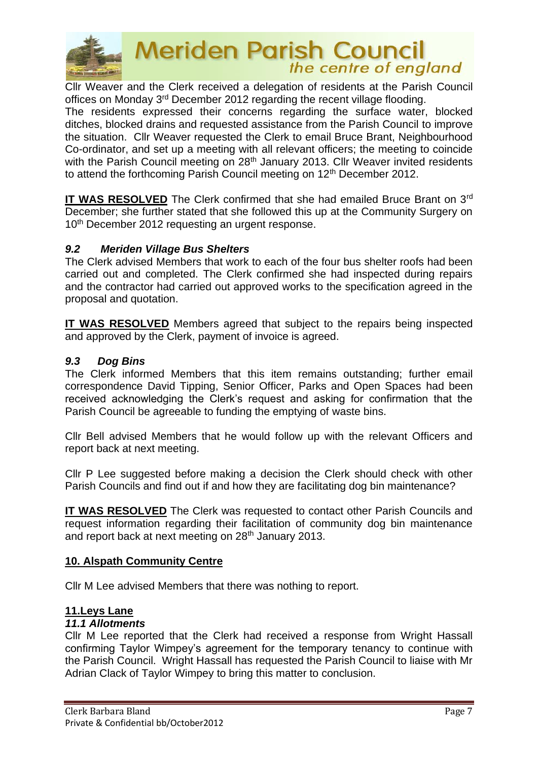Cllr Weaver and the Clerk received a delegation of residents at the Parish Council offices on Monday 3rd December 2012 regarding the recent village flooding.
The residents expressed their concerns regarding the surface water, blocked ditches, blocked drains and requested assistance from the Parish Council to improve the situation. Cllr Weaver requested the Clerk to email Bruce Brant, Neighbourhood Co-ordinator, and set up a meeting with all relevant officers; the meeting to coincide with the Parish Council meeting on 28th January 2013. Cllr Weaver invited residents to attend the forthcoming Parish Council meeting on 12th December 2012.

**IT WAS RESOLVED** The Clerk confirmed that she had emailed Bruce Brant on 3rd December; she further stated that she followed this up at the Community Surgery on 10th December 2012 requesting an urgent response.

### *9.2 Meriden Village Bus Shelters*

The Clerk advised Members that work to each of the four bus shelter roofs had been carried out and completed. The Clerk confirmed she had inspected during repairs and the contractor had carried out approved works to the specification agreed in the proposal and quotation.

**IT WAS RESOLVED** Members agreed that subject to the repairs being inspected and approved by the Clerk, payment of invoice is agreed.

### *9.3 Dog Bins*

The Clerk informed Members that this item remains outstanding; further email correspondence David Tipping, Senior Officer, Parks and Open Spaces had been received acknowledging the Clerk's request and asking for confirmation that the Parish Council be agreeable to funding the emptying of waste bins.

Cllr Bell advised Members that he would follow up with the relevant Officers and report back at next meeting.

Cllr P Lee suggested before making a decision the Clerk should check with other Parish Councils and find out if and how they are facilitating dog bin maintenance?

**IT WAS RESOLVED** The Clerk was requested to contact other Parish Councils and request information regarding their facilitation of community dog bin maintenance and report back at next meeting on 28th January 2013.

## 10. Alspath Community Centre

Cllr M Lee advised Members that there was nothing to report.

## 11.Leys Lane

### *11.1 Allotments*

Cllr M Lee reported that the Clerk had received a response from Wright Hassall confirming Taylor Wimpey's agreement for the temporary tenancy to continue with the Parish Council. Wright Hassall has requested the Parish Council to liaise with Mr Adrian Clack of Taylor Wimpey to bring this matter to conclusion.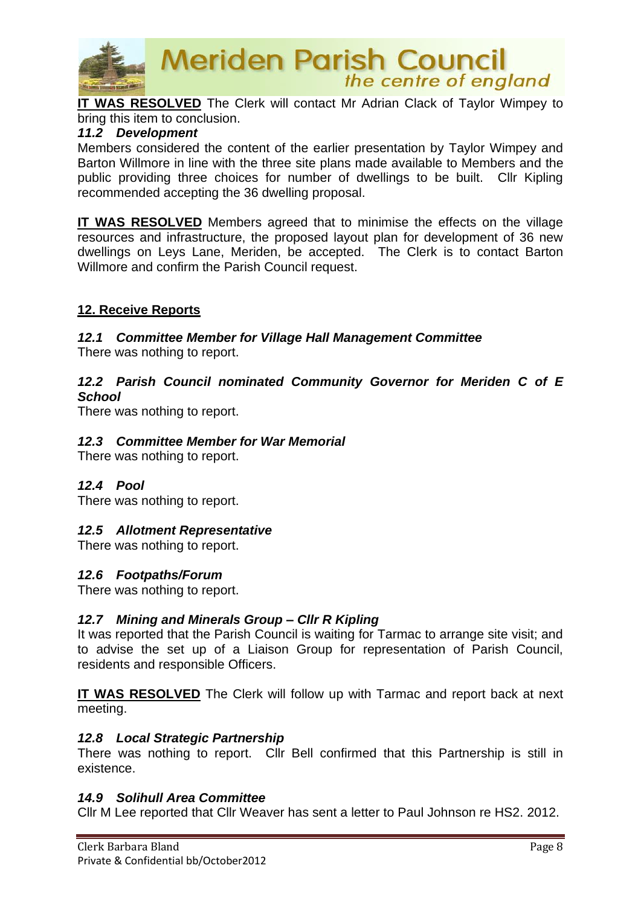**IT WAS RESOLVED** The Clerk will contact Mr Adrian Clack of Taylor Wimpey to bring this item to conclusion.

***11.2 Development***

Members considered the content of the earlier presentation by Taylor Wimpey and Barton Willmore in line with the three site plans made available to Members and the public providing three choices for number of dwellings to be built. Cllr Kipling recommended accepting the 36 dwelling proposal.

**IT WAS RESOLVED** Members agreed that to minimise the effects on the village resources and infrastructure, the proposed layout plan for development of 36 new dwellings on Leys Lane, Meriden, be accepted. The Clerk is to contact Barton Willmore and confirm the Parish Council request.

## 12. Receive Reports

***12.1 Committee Member for Village Hall Management Committee***

There was nothing to report.

***12.2 Parish Council nominated Community Governor for Meriden C of E School***

There was nothing to report.

***12.3 Committee Member for War Memorial***

There was nothing to report.

***12.4 Pool***

There was nothing to report.

***12.5 Allotment Representative***

There was nothing to report.

***12.6 Footpaths/Forum***

There was nothing to report.

***12.7 Mining and Minerals Group – Cllr R Kipling***

It was reported that the Parish Council is waiting for Tarmac to arrange site visit; and to advise the set up of a Liaison Group for representation of Parish Council, residents and responsible Officers.

**IT WAS RESOLVED** The Clerk will follow up with Tarmac and report back at next meeting.

***12.8 Local Strategic Partnership***

There was nothing to report. Cllr Bell confirmed that this Partnership is still in existence.

***14.9 Solihull Area Committee***

Cllr M Lee reported that Cllr Weaver has sent a letter to Paul Johnson re HS2. 2012.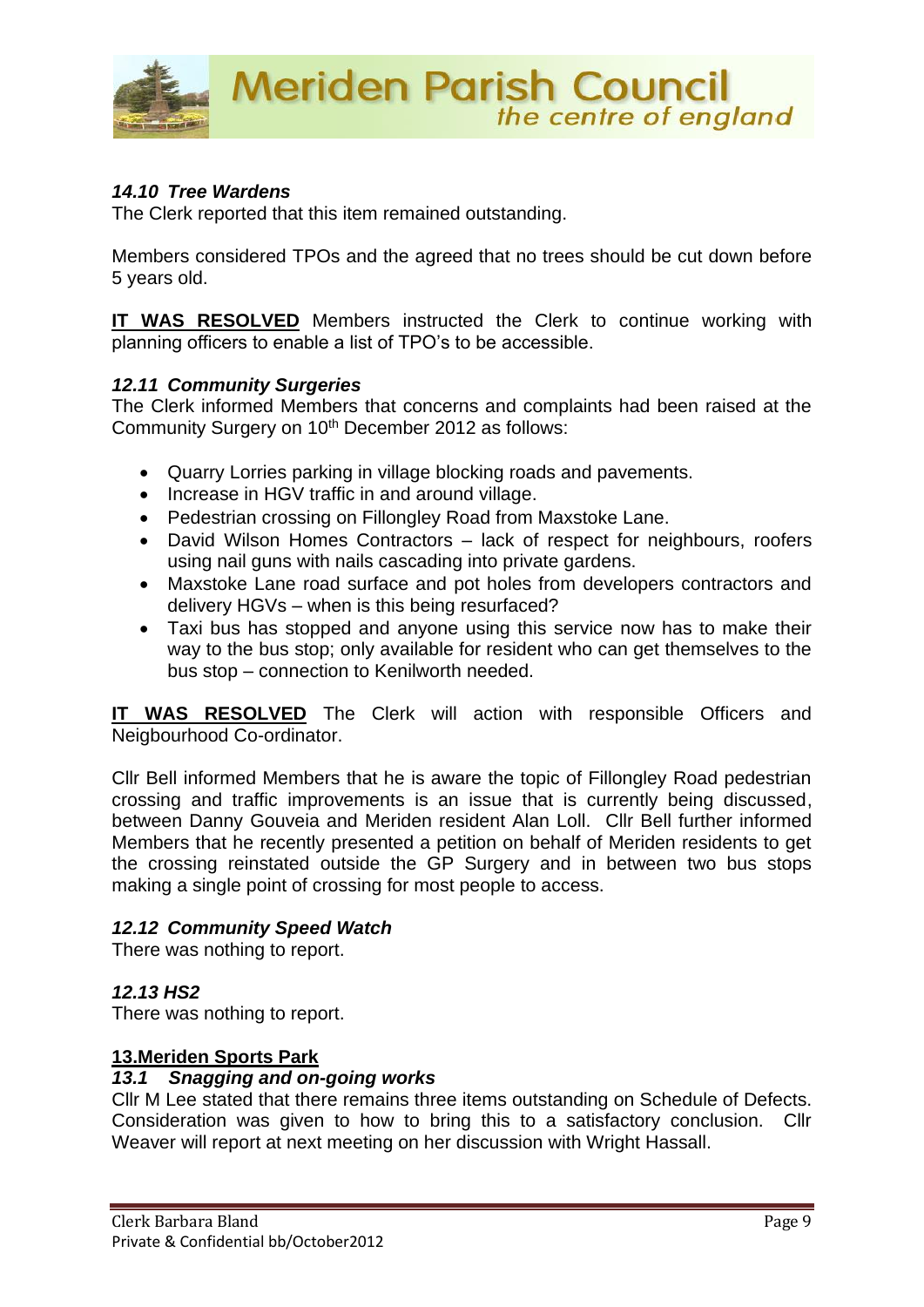***14.10 Tree Wardens***

The Clerk reported that this item remained outstanding.

Members considered TPOs and the agreed that no trees should be cut down before 5 years old.

**IT WAS RESOLVED** Members instructed the Clerk to continue working with planning officers to enable a list of TPO's to be accessible.

***12.11 Community Surgeries***

The Clerk informed Members that concerns and complaints had been raised at the Community Surgery on 10th December 2012 as follows:

- Quarry Lorries parking in village blocking roads and pavements.
- Increase in HGV traffic in and around village.
- Pedestrian crossing on Fillongley Road from Maxstoke Lane.
- David Wilson Homes Contractors – lack of respect for neighbours, roofers using nail guns with nails cascading into private gardens.
- Maxstoke Lane road surface and pot holes from developers contractors and delivery HGVs – when is this being resurfaced?
- Taxi bus has stopped and anyone using this service now has to make their way to the bus stop; only available for resident who can get themselves to the bus stop – connection to Kenilworth needed.

**IT WAS RESOLVED** The Clerk will action with responsible Officers and Neigbourhood Co-ordinator.

Cllr Bell informed Members that he is aware the topic of Fillongley Road pedestrian crossing and traffic improvements is an issue that is currently being discussed, between Danny Gouveia and Meriden resident Alan Loll. Cllr Bell further informed Members that he recently presented a petition on behalf of Meriden residents to get the crossing reinstated outside the GP Surgery and in between two bus stops making a single point of crossing for most people to access.

***12.12 Community Speed Watch***

There was nothing to report.

***12.13 HS2***

There was nothing to report.

## 13.Meriden Sports Park

***13.1 Snagging and on-going works***

Cllr M Lee stated that there remains three items outstanding on Schedule of Defects. Consideration was given to how to bring this to a satisfactory conclusion. Cllr Weaver will report at next meeting on her discussion with Wright Hassall.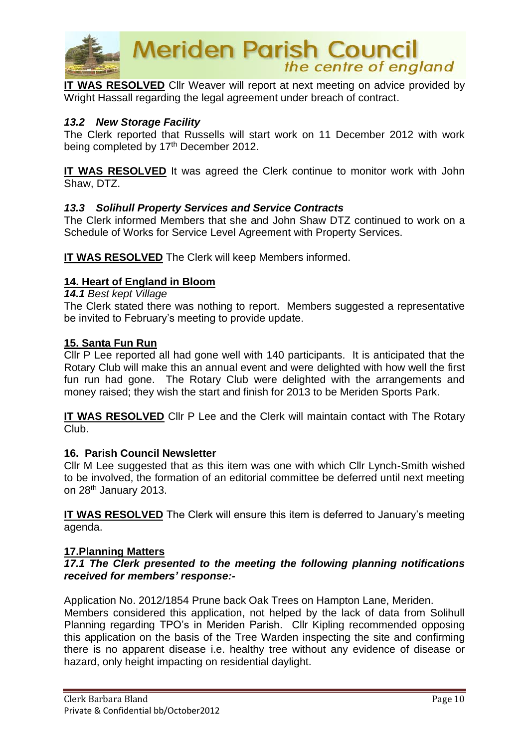**IT WAS RESOLVED** Cllr Weaver will report at next meeting on advice provided by Wright Hassall regarding the legal agreement under breach of contract.

### *13.2 New Storage Facility*

The Clerk reported that Russells will start work on 11 December 2012 with work being completed by 17th December 2012.

**IT WAS RESOLVED** It was agreed the Clerk continue to monitor work with John Shaw, DTZ.

### *13.3 Solihull Property Services and Service Contracts*

The Clerk informed Members that she and John Shaw DTZ continued to work on a Schedule of Works for Service Level Agreement with Property Services.

**IT WAS RESOLVED** The Clerk will keep Members informed.

## 14. Heart of England in Bloom

***14.1*** *Best kept Village*

The Clerk stated there was nothing to report. Members suggested a representative be invited to February's meeting to provide update.

## 15. Santa Fun Run

Cllr P Lee reported all had gone well with 140 participants. It is anticipated that the Rotary Club will make this an annual event and were delighted with how well the first fun run had gone. The Rotary Club were delighted with the arrangements and money raised; they wish the start and finish for 2013 to be Meriden Sports Park.

**IT WAS RESOLVED** Cllr P Lee and the Clerk will maintain contact with The Rotary Club.

## 16. Parish Council Newsletter

Cllr M Lee suggested that as this item was one with which Cllr Lynch-Smith wished to be involved, the formation of an editorial committee be deferred until next meeting on 28th January 2013.

**IT WAS RESOLVED** The Clerk will ensure this item is deferred to January's meeting agenda.

## 17.Planning Matters

***17.1 The Clerk presented to the meeting the following planning notifications received for members' response:-***

Application No. 2012/1854 Prune back Oak Trees on Hampton Lane, Meriden.
Members considered this application, not helped by the lack of data from Solihull Planning regarding TPO's in Meriden Parish. Cllr Kipling recommended opposing this application on the basis of the Tree Warden inspecting the site and confirming there is no apparent disease i.e. healthy tree without any evidence of disease or hazard, only height impacting on residential daylight.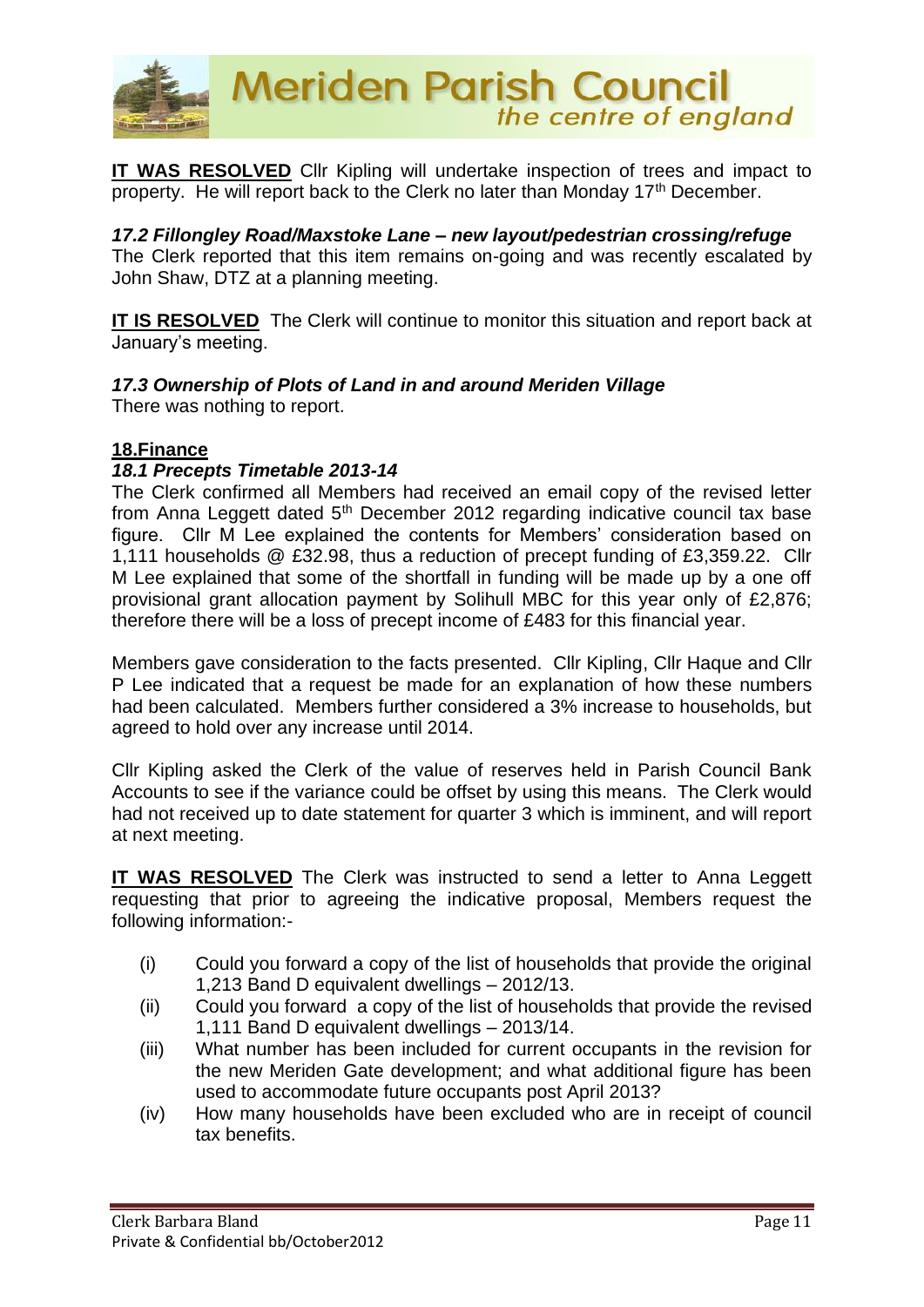**IT WAS RESOLVED** Cllr Kipling will undertake inspection of trees and impact to property. He will report back to the Clerk no later than Monday 17th December.

***17.2 Fillongley Road/Maxstoke Lane – new layout/pedestrian crossing/refuge***

The Clerk reported that this item remains on-going and was recently escalated by John Shaw, DTZ at a planning meeting.

**IT IS RESOLVED** The Clerk will continue to monitor this situation and report back at January's meeting.

***17.3 Ownership of Plots of Land in and around Meriden Village***

There was nothing to report.

**18.Finance**

***18.1 Precepts Timetable 2013-14***

The Clerk confirmed all Members had received an email copy of the revised letter from Anna Leggett dated 5th December 2012 regarding indicative council tax base figure. Cllr M Lee explained the contents for Members' consideration based on 1,111 households @ £32.98, thus a reduction of precept funding of £3,359.22. Cllr M Lee explained that some of the shortfall in funding will be made up by a one off provisional grant allocation payment by Solihull MBC for this year only of £2,876; therefore there will be a loss of precept income of £483 for this financial year.

Members gave consideration to the facts presented. Cllr Kipling, Cllr Haque and Cllr P Lee indicated that a request be made for an explanation of how these numbers had been calculated. Members further considered a 3% increase to households, but agreed to hold over any increase until 2014.

Cllr Kipling asked the Clerk of the value of reserves held in Parish Council Bank Accounts to see if the variance could be offset by using this means. The Clerk would had not received up to date statement for quarter 3 which is imminent, and will report at next meeting.

**IT WAS RESOLVED** The Clerk was instructed to send a letter to Anna Leggett requesting that prior to agreeing the indicative proposal, Members request the following information:-

(i) Could you forward a copy of the list of households that provide the original 1,213 Band D equivalent dwellings – 2012/13.

(ii) Could you forward a copy of the list of households that provide the revised 1,111 Band D equivalent dwellings – 2013/14.

(iii) What number has been included for current occupants in the revision for the new Meriden Gate development; and what additional figure has been used to accommodate future occupants post April 2013?

(iv) How many households have been excluded who are in receipt of council tax benefits.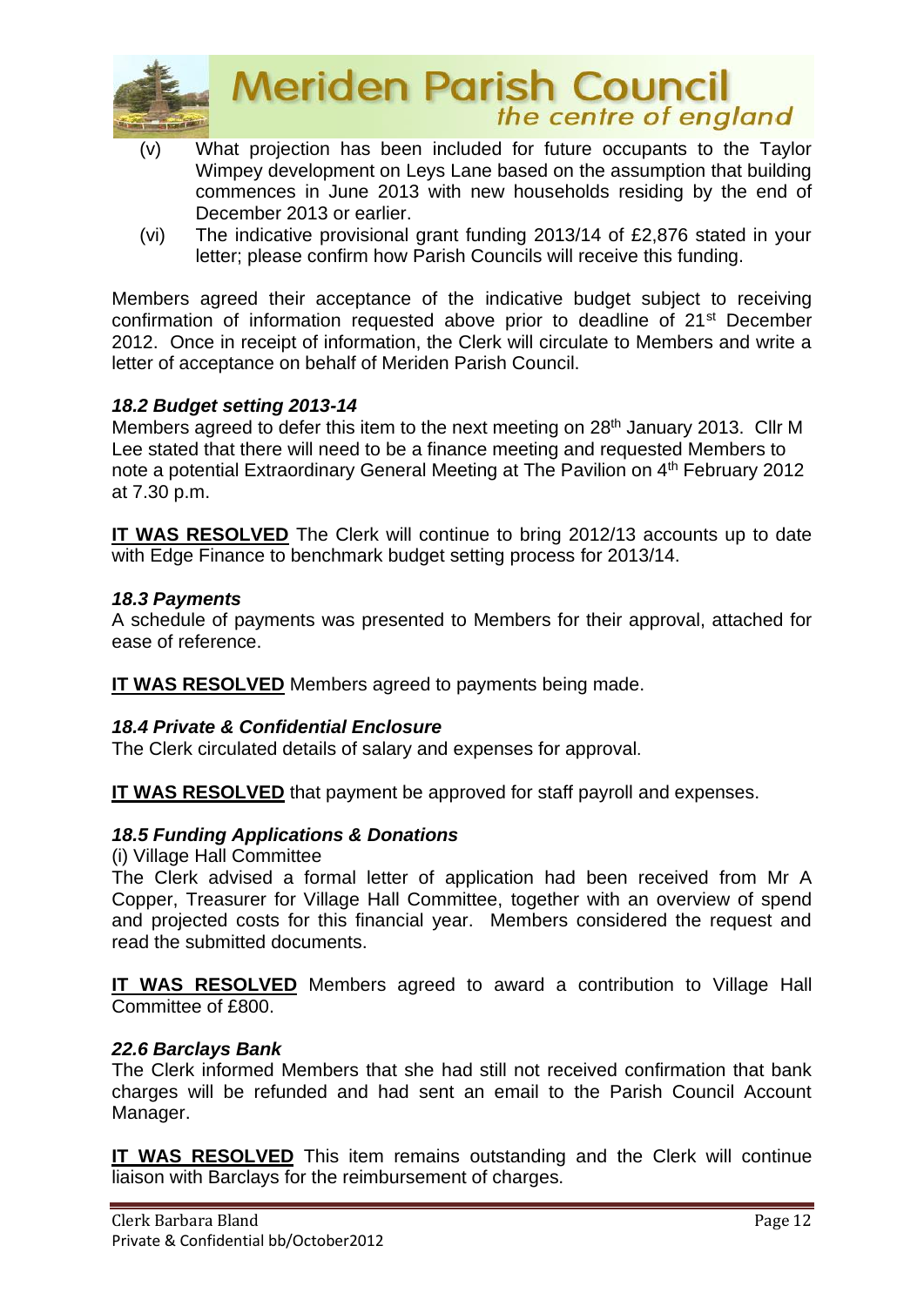(v) What projection has been included for future occupants to the Taylor Wimpey development on Leys Lane based on the assumption that building commences in June 2013 with new households residing by the end of December 2013 or earlier.

(vi) The indicative provisional grant funding 2013/14 of £2,876 stated in your letter; please confirm how Parish Councils will receive this funding.

Members agreed their acceptance of the indicative budget subject to receiving confirmation of information requested above prior to deadline of 21st December 2012. Once in receipt of information, the Clerk will circulate to Members and write a letter of acceptance on behalf of Meriden Parish Council.

***18.2 Budget setting 2013-14***

Members agreed to defer this item to the next meeting on 28th January 2013. Cllr M Lee stated that there will need to be a finance meeting and requested Members to note a potential Extraordinary General Meeting at The Pavilion on 4th February 2012 at 7.30 p.m.

**IT WAS RESOLVED** The Clerk will continue to bring 2012/13 accounts up to date with Edge Finance to benchmark budget setting process for 2013/14.

***18.3 Payments***

A schedule of payments was presented to Members for their approval, attached for ease of reference.

**IT WAS RESOLVED** Members agreed to payments being made.

***18.4 Private & Confidential Enclosure***

The Clerk circulated details of salary and expenses for approval.

**IT WAS RESOLVED** that payment be approved for staff payroll and expenses.

***18.5 Funding Applications & Donations***

(i) Village Hall Committee

The Clerk advised a formal letter of application had been received from Mr A Copper, Treasurer for Village Hall Committee, together with an overview of spend and projected costs for this financial year. Members considered the request and read the submitted documents.

**IT WAS RESOLVED** Members agreed to award a contribution to Village Hall Committee of £800.

***22.6 Barclays Bank***

The Clerk informed Members that she had still not received confirmation that bank charges will be refunded and had sent an email to the Parish Council Account Manager.

**IT WAS RESOLVED** This item remains outstanding and the Clerk will continue liaison with Barclays for the reimbursement of charges.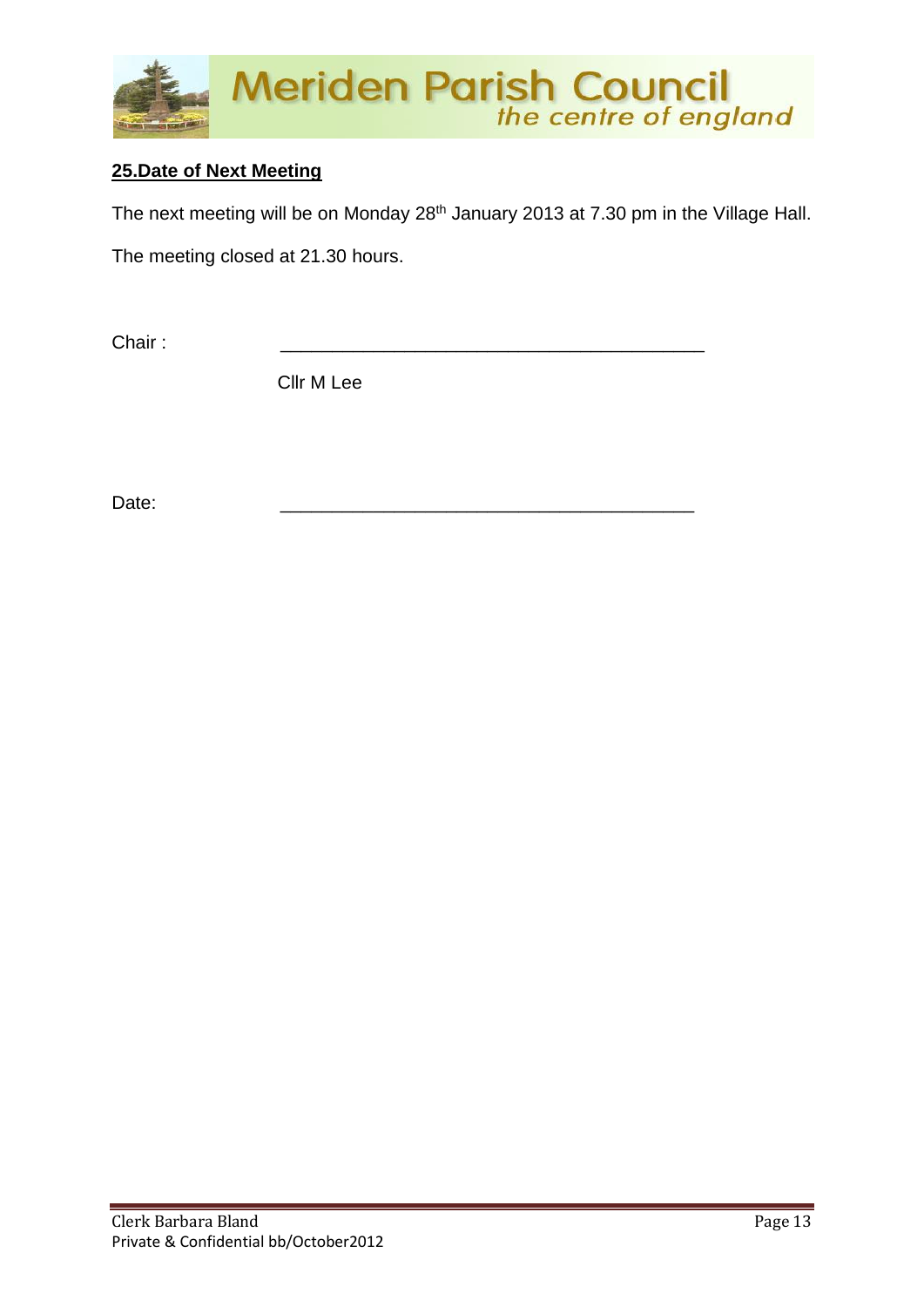## 25.Date of Next Meeting

The next meeting will be on Monday 28th January 2013 at 7.30 pm in the Village Hall.

The meeting closed at 21.30 hours.

Chair : \_\_\_\_\_\_\_\_\_\_\_\_\_\_\_\_\_\_\_\_\_\_\_\_\_\_\_\_\_\_\_\_\_\_\_\_\_\_\_\_

Cllr M Lee

Date: \_\_\_\_\_\_\_\_\_\_\_\_\_\_\_\_\_\_\_\_\_\_\_\_\_\_\_\_\_\_\_\_\_\_\_\_\_\_\_\_